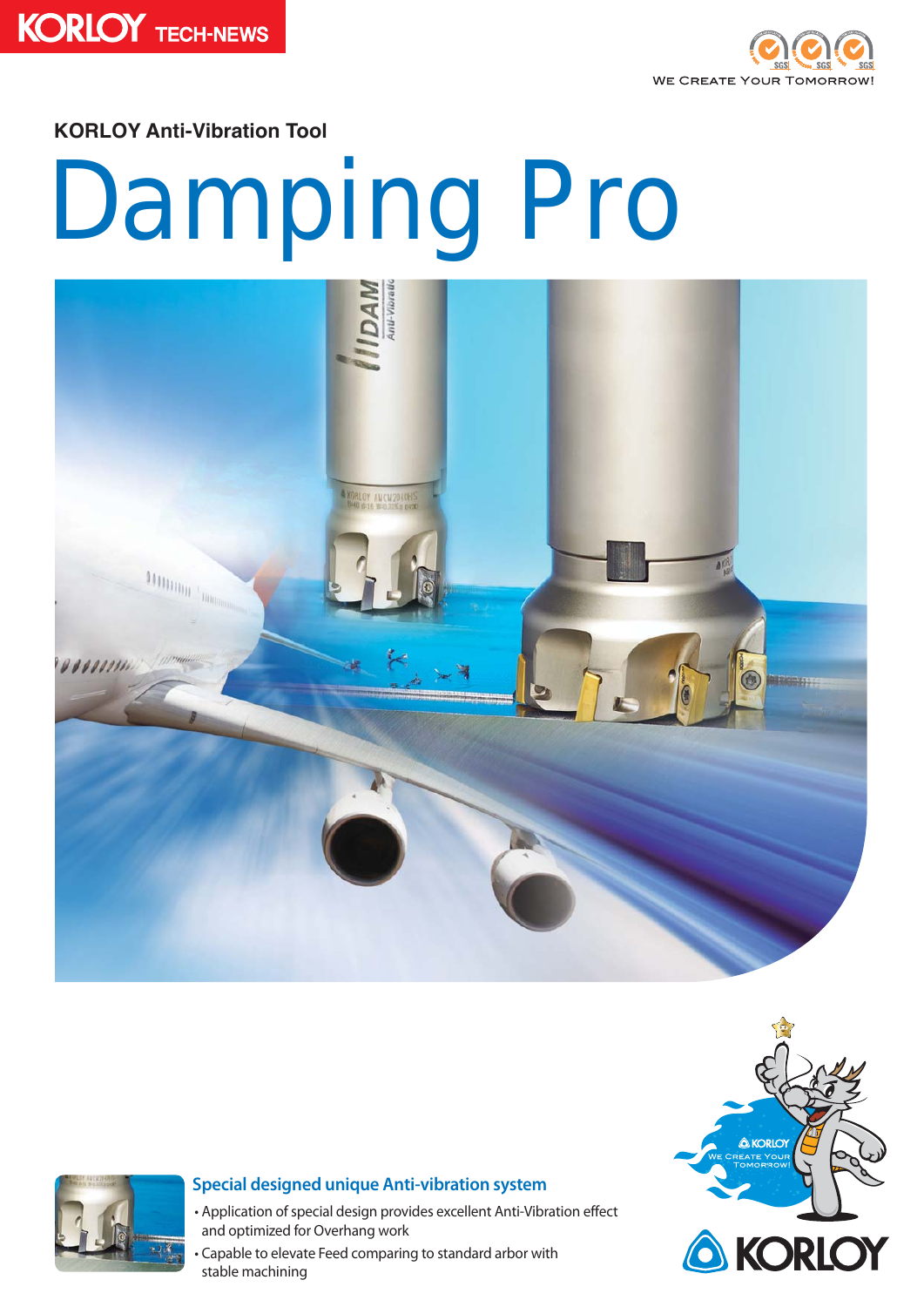KORLOY TECH-NEWS

WE CREATE YOUR TOMORROW!

**KORLOY Anti-Vibration Tool**

# Damping Pro

### Special designed unique Anti-vibration system

- Application of special design provides excellent Anti-Vibration effect and optimized for Overhang work
- Capable to elevate Feed comparing to standard arbor with stable machining

KORLOY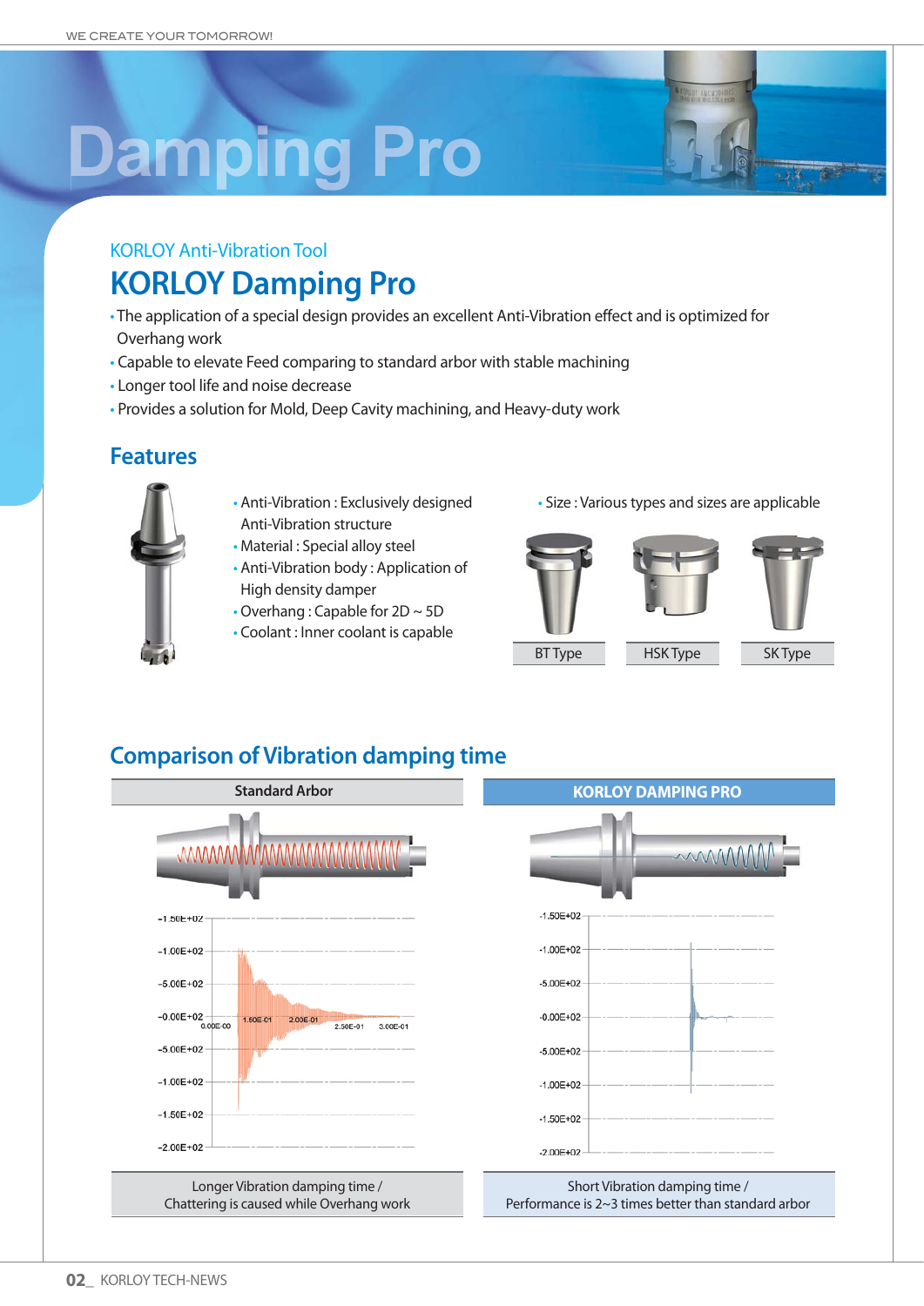# Damping Pro

KORLOY Anti-Vibration Tool

## KORLOY Damping Pro

- The application of a special design provides an excellent Anti-Vibration effect and is optimized for Overhang work
- Capable to elevate Feed comparing to standard arbor with stable machining
- Longer tool life and noise decrease
- Provides a solution for Mold, Deep Cavity machining, and Heavy-duty work

## Features

- Anti-Vibration : Exclusively designed Anti-Vibration structure
- Material : Special alloy steel
- Anti-Vibration body : Application of High density damper
- Overhang : Capable for 2D ~ 5D
- Coolant : Inner coolant is capable

- Size : Various types and sizes are applicable

BT Type | HSK Type | SK Type

## Comparison of Vibration damping time

| Standard Arbor | KORLOY DAMPING PRO |
| --- | --- |
| Longer Vibration damping time / Chattering is caused while Overhang work | Short Vibration damping time / Performance is 2~3 times better than standard arbor |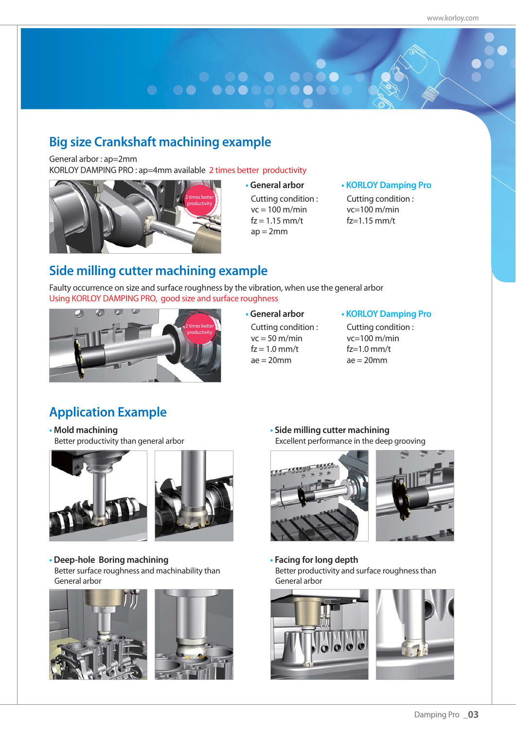## Big size Crankshaft machining example

General arbor : ap=2mm
KORLOY DAMPING PRO : ap=4mm available 2 times better productivity

2 times better productivity

- **General arbor**

  Cutting condition :
  vc = 100 m/min
  fz = 1.15 mm/t
  ap = 2mm

- **KORLOY Damping Pro**

  Cutting condition :
  vc=100 m/min
  fz=1.15 mm/t

## Side milling cutter machining example

Faulty occurrence on size and surface roughness by the vibration, when use the general arbor
Using KORLOY DAMPING PRO, good size and surface roughness

2 times better productivity

- **General arbor**

  Cutting condition :
  vc = 50 m/min
  fz = 1.0 mm/t
  ae = 20mm

- **KORLOY Damping Pro**

  Cutting condition :
  vc=100 m/min
  fz=1.0 mm/t
  ae = 20mm

## Application Example

- **Mold machining**
  Better productivity than general arbor

- **Side milling cutter machining**
  Excellent performance in the deep grooving

- **Deep-hole Boring machining**
  Better surface roughness and machinability than General arbor

- **Facing for long depth**
  Better productivity and surface roughness than General arbor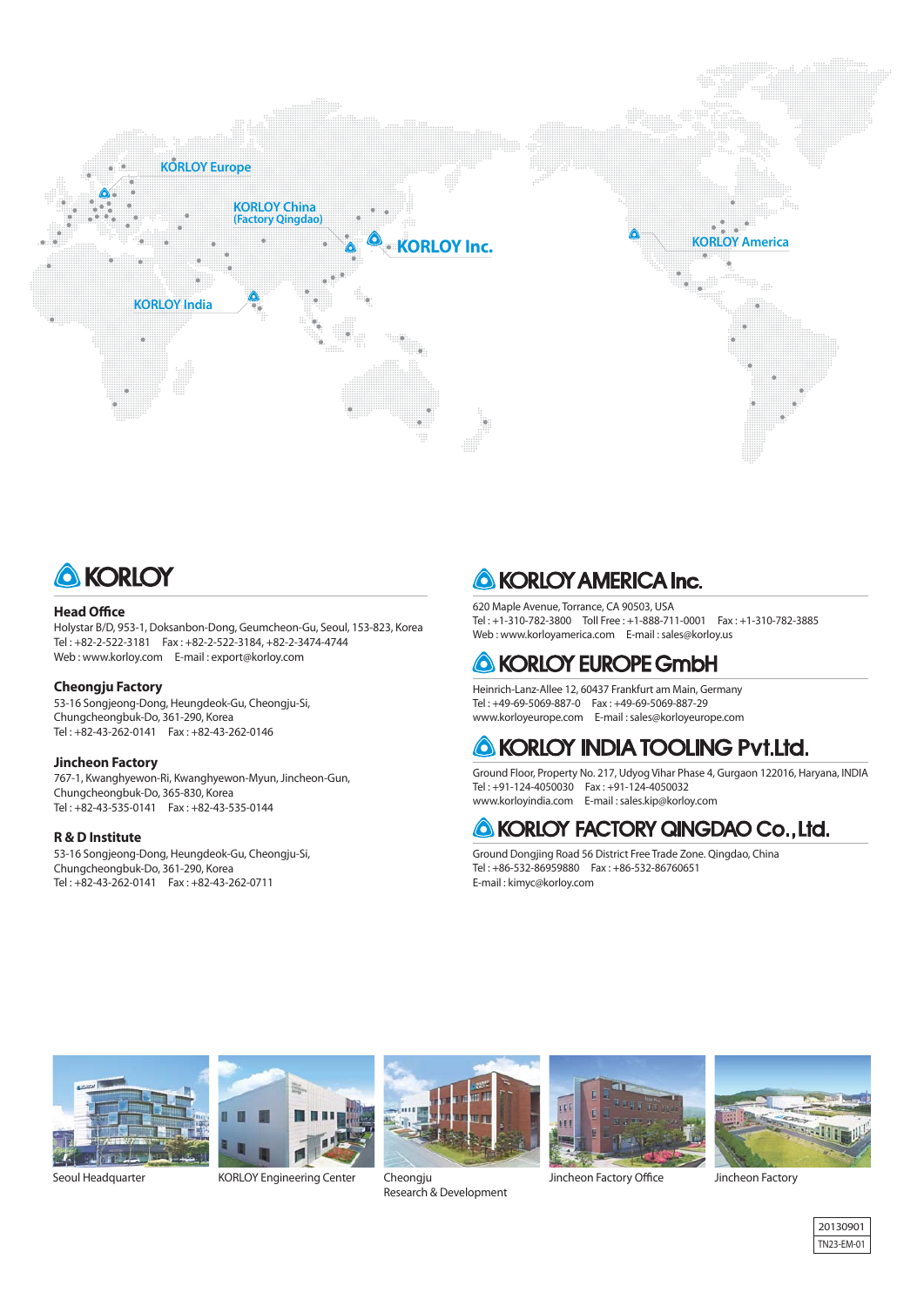KORLOY Europe

KORLOY China
(Factory Qingdao)

KORLOY Inc.

KORLOY America

KORLOY India

## KORLOY

### Head Office

Holystar B/D, 953-1, Doksanbon-Dong, Geumcheon-Gu, Seoul, 153-823, Korea
Tel : +82-2-522-3181  Fax : +82-2-522-3184, +82-2-3474-4744
Web : www.korloy.com  E-mail : export@korloy.com

### Cheongju Factory

53-16 Songjeong-Dong, Heungdeok-Gu, Cheongju-Si,
Chungcheongbuk-Do, 361-290, Korea
Tel : +82-43-262-0141  Fax : +82-43-262-0146

### Jincheon Factory

767-1, Kwanghyewon-Ri, Kwanghyewon-Myun, Jincheon-Gun,
Chungcheongbuk-Do, 365-830, Korea
Tel : +82-43-535-0141  Fax : +82-43-535-0144

### R & D Institute

53-16 Songjeong-Dong, Heungdeok-Gu, Cheongju-Si,
Chungcheongbuk-Do, 361-290, Korea
Tel : +82-43-262-0141  Fax : +82-43-262-0711

## KORLOY AMERICA Inc.

620 Maple Avenue, Torrance, CA 90503, USA
Tel : +1-310-782-3800  Toll Free : +1-888-711-0001  Fax : +1-310-782-3885
Web : www.korloyamerica.com  E-mail : sales@korloy.us

## KORLOY EUROPE GmbH

Heinrich-Lanz-Allee 12, 60437 Frankfurt am Main, Germany
Tel : +49-69-5069-887-0  Fax : +49-69-5069-887-29
www.korloyeurope.com  E-mail : sales@korloyeurope.com

## KORLOY INDIA TOOLING Pvt.Ltd.

Ground Floor, Property No. 217, Udyog Vihar Phase 4, Gurgaon 122016, Haryana, INDIA
Tel : +91-124-4050030  Fax : +91-124-4050032
www.korloyindia.com  E-mail : sales.kip@korloy.com

## KORLOY FACTORY QINGDAO Co.,Ltd.

Ground Dongjing Road 56 District Free Trade Zone. Qingdao, China
Tel : +86-532-86959880  Fax : +86-532-86760651
E-mail : kimyc@korloy.com

Seoul Headquarter

KORLOY Engineering Center

Cheongju
Research & Development

Jincheon Factory Office

Jincheon Factory

20130901
TN23-EM-01